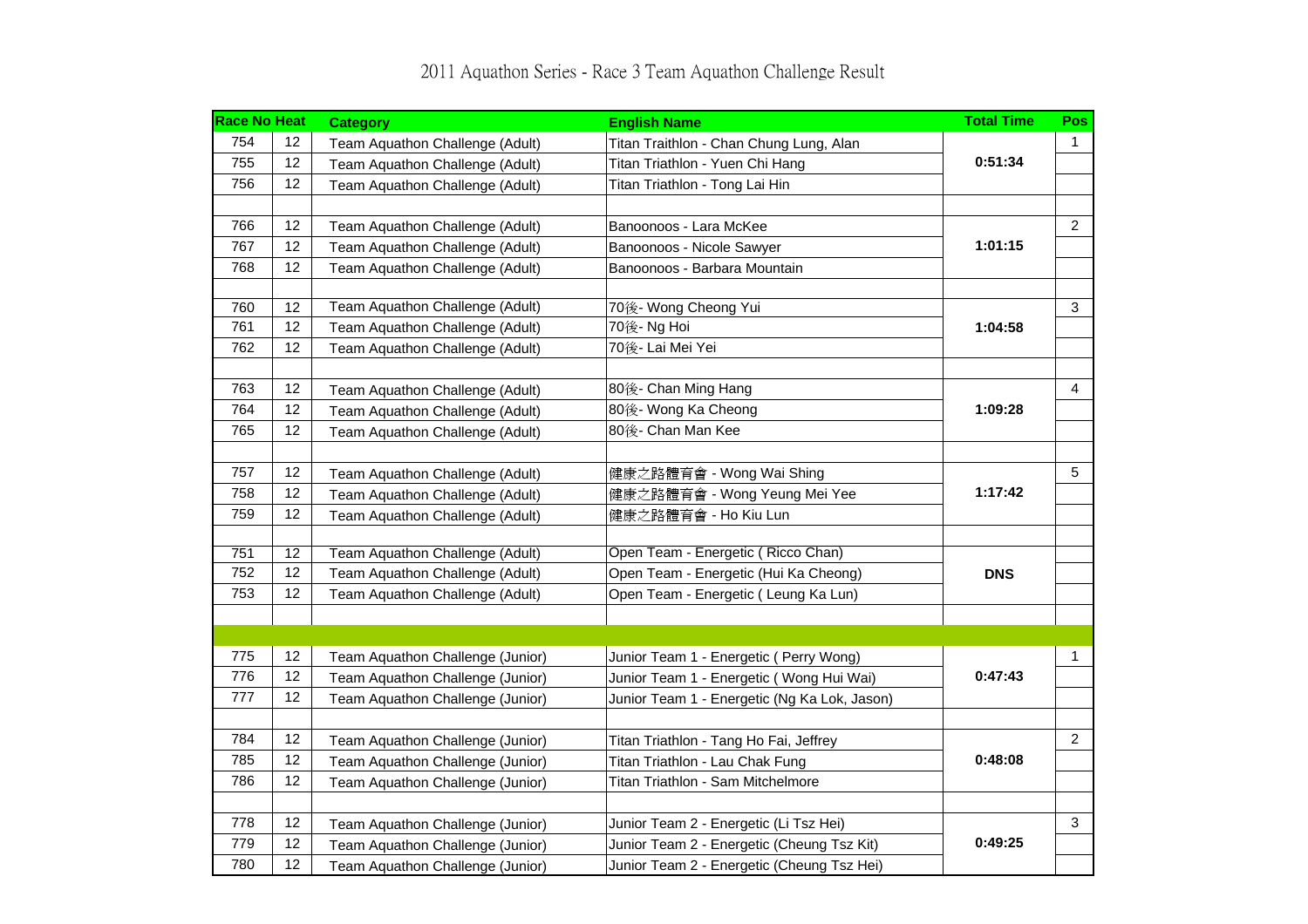# 2011 Aquathon Series - Race 3 Team Aquathon Challenge Result

| Race No | Heat | Category | English Name | Total Time | Pos |
|---|---|---|---|---|---|
| 754 | 12 | Team Aquathon Challenge (Adult) | Titan Traithlon - Chan Chung Lung, Alan | 0:51:34 | 1 |
| 755 | 12 | Team Aquathon Challenge (Adult) | Titan Triathlon - Yuen Chi Hang | | |
| 756 | 12 | Team Aquathon Challenge (Adult) | Titan Triathlon - Tong Lai Hin | | |
| | | | | | |
| 766 | 12 | Team Aquathon Challenge (Adult) | Banoonoos - Lara McKee | 1:01:15 | 2 |
| 767 | 12 | Team Aquathon Challenge (Adult) | Banoonoos - Nicole Sawyer | | |
| 768 | 12 | Team Aquathon Challenge (Adult) | Banoonoos - Barbara Mountain | | |
| | | | | | |
| 760 | 12 | Team Aquathon Challenge (Adult) | 70後- Wong Cheong Yui | 1:04:58 | 3 |
| 761 | 12 | Team Aquathon Challenge (Adult) | 70後- Ng Hoi | | |
| 762 | 12 | Team Aquathon Challenge (Adult) | 70後- Lai Mei Yei | | |
| | | | | | |
| 763 | 12 | Team Aquathon Challenge (Adult) | 80後- Chan Ming Hang | 1:09:28 | 4 |
| 764 | 12 | Team Aquathon Challenge (Adult) | 80後- Wong Ka Cheong | | |
| 765 | 12 | Team Aquathon Challenge (Adult) | 80後- Chan Man Kee | | |
| | | | | | |
| 757 | 12 | Team Aquathon Challenge (Adult) | 健康之路體育會 - Wong Wai Shing | 1:17:42 | 5 |
| 758 | 12 | Team Aquathon Challenge (Adult) | 健康之路體育會 - Wong Yeung Mei Yee | | |
| 759 | 12 | Team Aquathon Challenge (Adult) | 健康之路體育會 - Ho Kiu Lun | | |
| | | | | | |
| 751 | 12 | Team Aquathon Challenge (Adult) | Open Team - Energetic ( Ricco Chan) | DNS | |
| 752 | 12 | Team Aquathon Challenge (Adult) | Open Team - Energetic (Hui Ka Cheong) | | |
| 753 | 12 | Team Aquathon Challenge (Adult) | Open Team - Energetic ( Leung Ka Lun) | | |
| | | | | | |
| | | | | | |
| 775 | 12 | Team Aquathon Challenge (Junior) | Junior Team 1 - Energetic ( Perry Wong) | 0:47:43 | 1 |
| 776 | 12 | Team Aquathon Challenge (Junior) | Junior Team 1 - Energetic ( Wong Hui Wai) | | |
| 777 | 12 | Team Aquathon Challenge (Junior) | Junior Team 1 - Energetic (Ng Ka Lok, Jason) | | |
| | | | | | |
| 784 | 12 | Team Aquathon Challenge (Junior) | Titan Triathlon - Tang Ho Fai, Jeffrey | 0:48:08 | 2 |
| 785 | 12 | Team Aquathon Challenge (Junior) | Titan Triathlon - Lau Chak Fung | | |
| 786 | 12 | Team Aquathon Challenge (Junior) | Titan Triathlon - Sam Mitchelmore | | |
| | | | | | |
| 778 | 12 | Team Aquathon Challenge (Junior) | Junior Team 2 - Energetic (Li Tsz Hei) | 0:49:25 | 3 |
| 779 | 12 | Team Aquathon Challenge (Junior) | Junior Team 2 - Energetic (Cheung Tsz Kit) | | |
| 780 | 12 | Team Aquathon Challenge (Junior) | Junior Team 2 - Energetic (Cheung Tsz Hei) | | |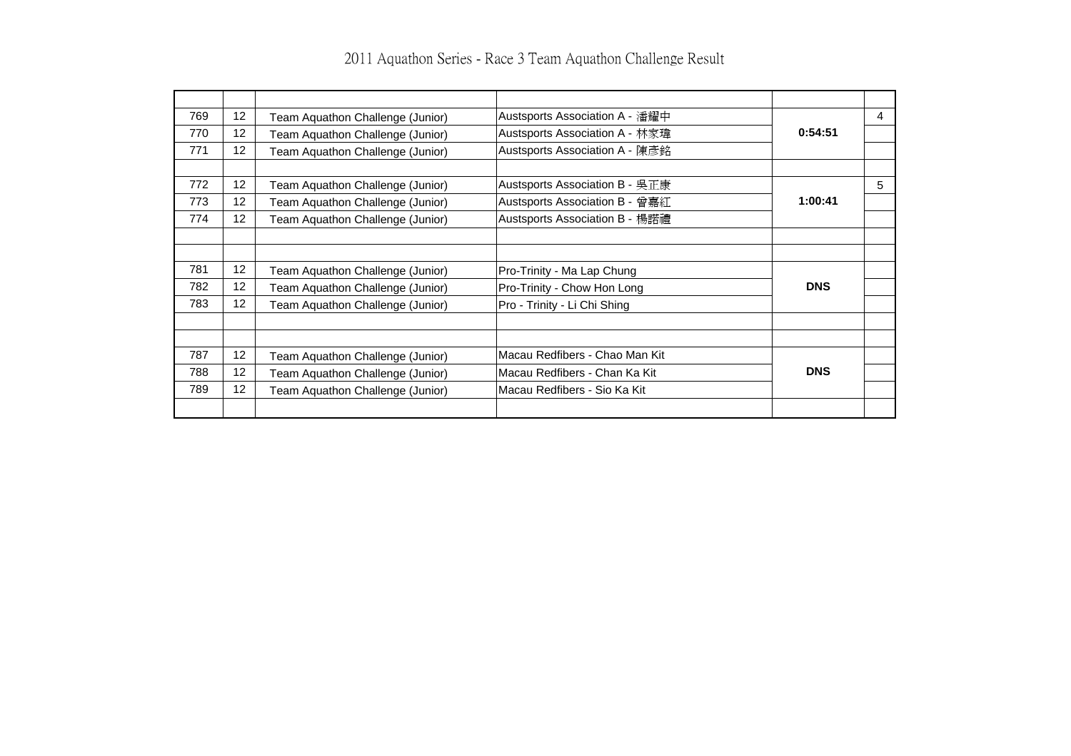# 2011 Aquathon Series - Race 3 Team Aquathon Challenge Result

| | | | | | |
|---|---|---|---|---|---|
| 769 | 12 | Team Aquathon Challenge (Junior) | Austsports Association A - 潘耀中 | | 4 |
| 770 | 12 | Team Aquathon Challenge (Junior) | Austsports Association A - 林家瑋 | **0:54:51** | |
| 771 | 12 | Team Aquathon Challenge (Junior) | Austsports Association A - 陳彥銘 | | |
| | | | | | |
| 772 | 12 | Team Aquathon Challenge (Junior) | Austsports Association B - 吳正康 | | 5 |
| 773 | 12 | Team Aquathon Challenge (Junior) | Austsports Association B - 曾嘉紅 | **1:00:41** | |
| 774 | 12 | Team Aquathon Challenge (Junior) | Austsports Association B - 楊諾禮 | | |
| | | | | | |
| | | | | | |
| 781 | 12 | Team Aquathon Challenge (Junior) | Pro-Trinity - Ma Lap Chung | | |
| 782 | 12 | Team Aquathon Challenge (Junior) | Pro-Trinity - Chow Hon Long | **DNS** | |
| 783 | 12 | Team Aquathon Challenge (Junior) | Pro - Trinity - Li Chi Shing | | |
| | | | | | |
| | | | | | |
| 787 | 12 | Team Aquathon Challenge (Junior) | Macau Redfibers - Chao Man Kit | | |
| 788 | 12 | Team Aquathon Challenge (Junior) | Macau Redfibers - Chan Ka Kit | **DNS** | |
| 789 | 12 | Team Aquathon Challenge (Junior) | Macau Redfibers - Sio Ka Kit | | |
| | | | | | |